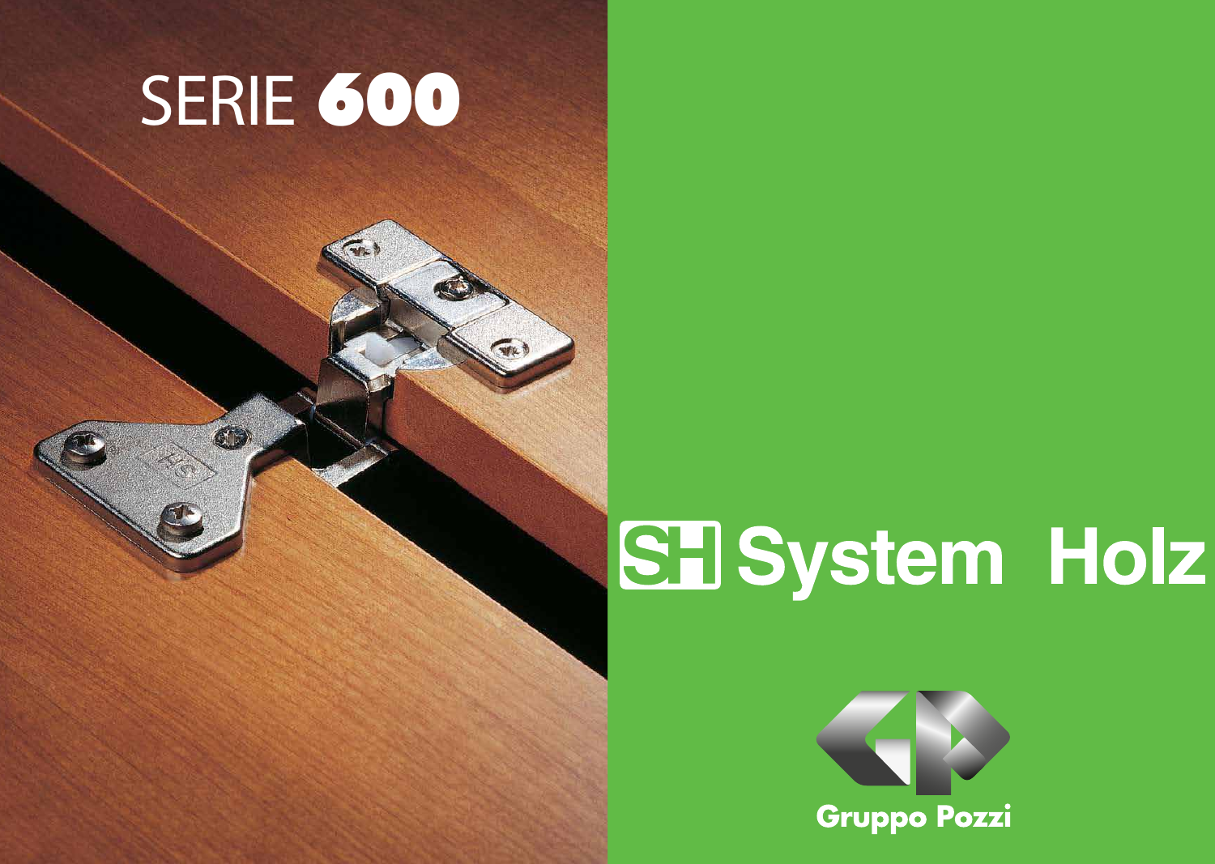# SERIE **600**

## SH System Holz

Gruppo Pozzi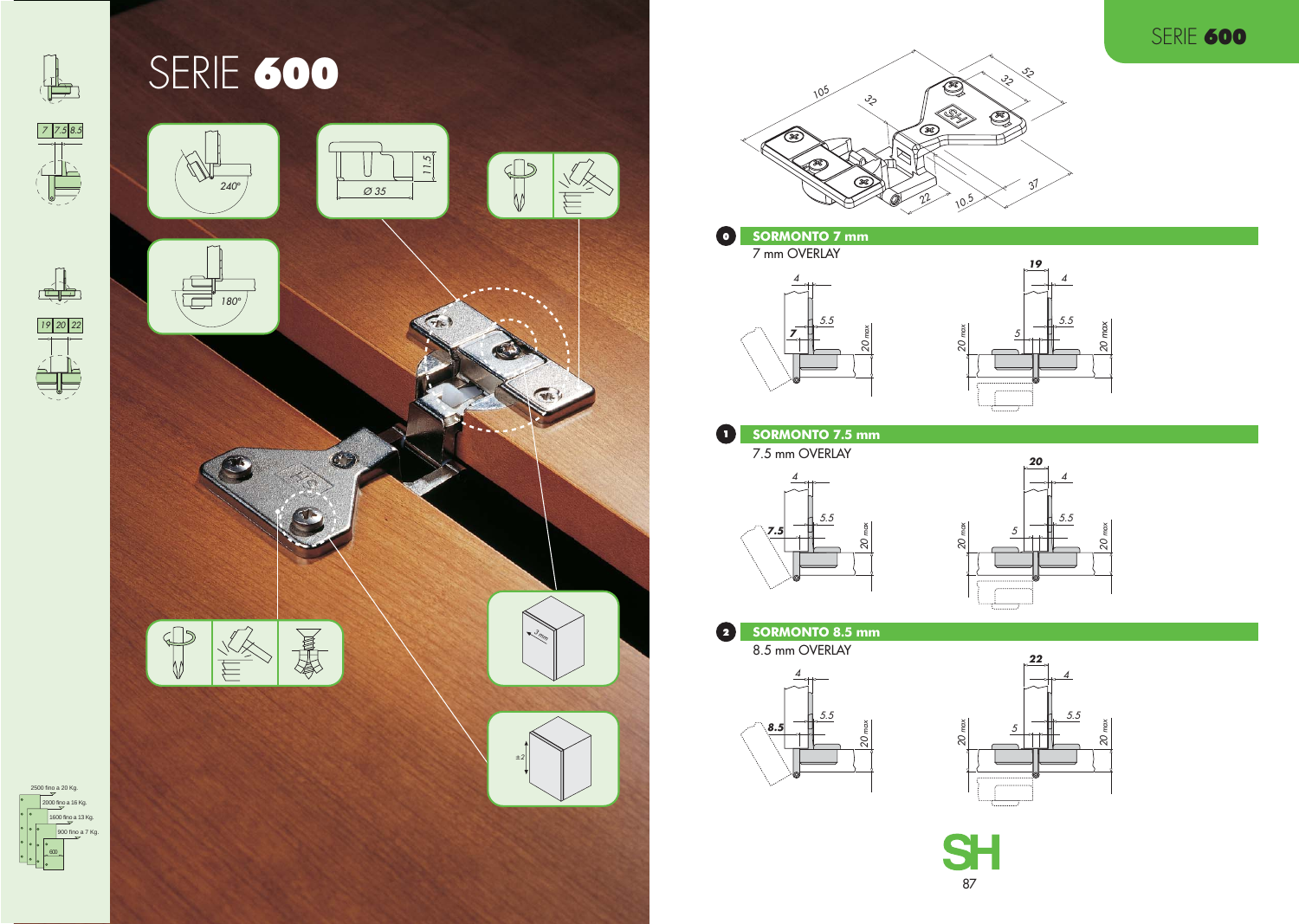# SERIE 600

## 0 SORMONTO 7 mm

7 mm OVERLAY

## 1 SORMONTO 7.5 mm

7.5 mm OVERLAY

## 2 SORMONTO 8.5 mm

8.5 mm OVERLAY

2500 fino a 20 Kg.
2000 fino a 16 Kg.
1600 fino a 13 Kg.
900 fino a 7 Kg.
600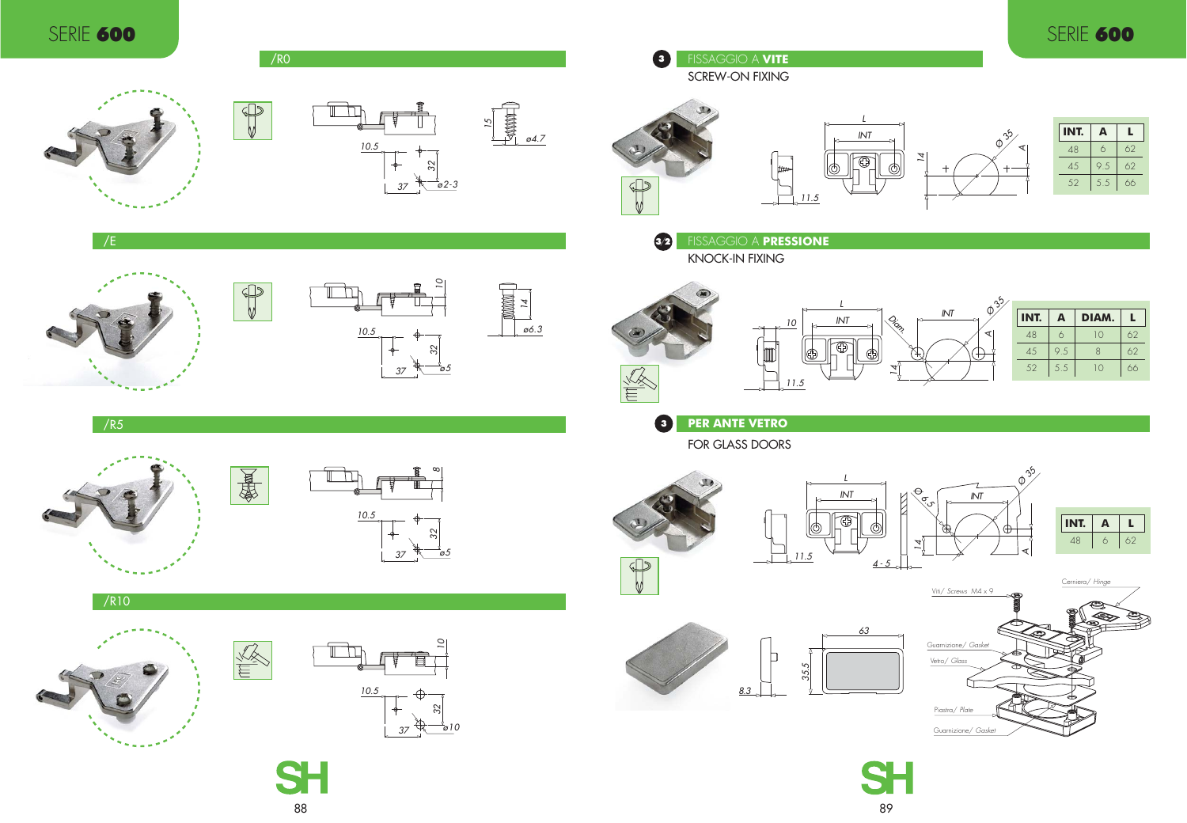## SERIE 600

### /R0

10.5 · 32 · 37 · ø2-3 · 15 · ø4.7

### /E

10.5 · 32 · 37 · ø5 · 10 · 14 · ø6.3

### /R5

10.5 · 32 · 37 · ø5 · 8

### /R10

10.5 · 32 · 37 · ø10 · 10

## SERIE 600

### 3 FISSAGGIO A **VITE**

SCREW-ON FIXING

L · INT · 14 · 11.5 · Ø 35 · A

| INT. | A | L |
|---|---|---|
| 48 | 6 | 62 |
| 45 | 9.5 | 62 |
| 52 | 5.5 | 66 |

### 3/2 FISSAGGIO A **PRESSIONE**

KNOCK-IN FIXING

L · INT · 10 · 11.5 · 14 · Diam. · Ø 35 · A

| INT. | A | DIAM. | L |
|---|---|---|---|
| 48 | 6 | 10 | 62 |
| 45 | 9.5 | 8 | 62 |
| 52 | 5.5 | 10 | 66 |

### 3 **PER ANTE VETRO**

FOR GLASS DOORS

L · INT · 11.5 · 14 · 4 - 5 · Ø 6.5 · Ø 35 · A

| INT. | A | L |
|---|---|---|
| 48 | 6 | 62 |

8.3 · 35.5 · 63

Viti/ Screws M4 x 9

Cerniera/ *Hinge*

Guarnizione/ *Gasket*

Vetro/ *Glass*

Piastra/ *Plate*

Guarnizione/ *Gasket*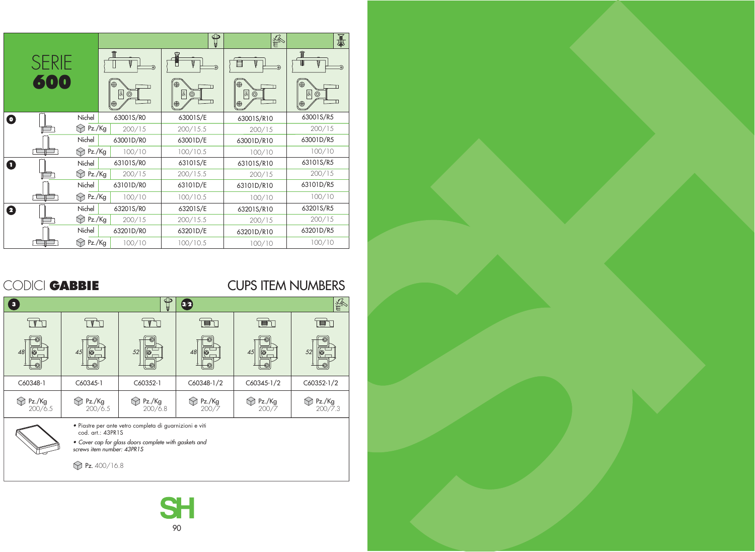# SERIE 600

| | | | | | | |
|---|---|---|---|---|---|---|
| 0 | S | Nichel | 63001S/R0 | 63001S/E | 63001S/R10 | 63001S/R5 |
| | | Pz./Kg | 200/15 | 200/15.5 | 200/15 | 200/15 |
| | D | Nichel | 63001D/R0 | 63001D/E | 63001D/R10 | 63001D/R5 |
| | | Pz./Kg | 100/10 | 100/10.5 | 100/10 | 100/10 |
| 1 | S | Nichel | 63101S/R0 | 63101S/E | 63101S/R10 | 63101S/R5 |
| | | Pz./Kg | 200/15 | 200/15.5 | 200/15 | 200/15 |
| | D | Nichel | 63101D/R0 | 63101D/E | 63101D/R10 | 63101D/R5 |
| | | Pz./Kg | 100/10 | 100/10.5 | 100/10 | 100/10 |
| 2 | S | Nichel | 63201S/R0 | 63201S/E | 63201S/R10 | 63201S/R5 |
| | | Pz./Kg | 200/15 | 200/15.5 | 200/15 | 200/15 |
| | D | Nichel | 63201D/R0 | 63201D/E | 63201D/R10 | 63201D/R5 |
| | | Pz./Kg | 100/10 | 100/10.5 | 100/10 | 100/10 |

## CODICI **GABBIE** — CUPS ITEM NUMBERS

| 3 | | | 3/2 | | |
|---|---|---|---|---|---|
| 48 | 45 | 52 | 48 | 45 | 52 |
| C60348-1 | C60345-1 | C60352-1 | C60348-1/2 | C60345-1/2 | C60352-1/2 |
| Pz./Kg 200/6.5 | Pz./Kg 200/6.5 | Pz./Kg 200/6.8 | Pz./Kg 200/7 | Pz./Kg 200/7 | Pz./Kg 200/7.3 |

- Piastre per ante vetro completa di guarnizioni e viti cod. art.: 43PR1S
- *Cover cap for glass doors complete with gaskets and screws item number: 43PR1S*

Pz. 400/16.8